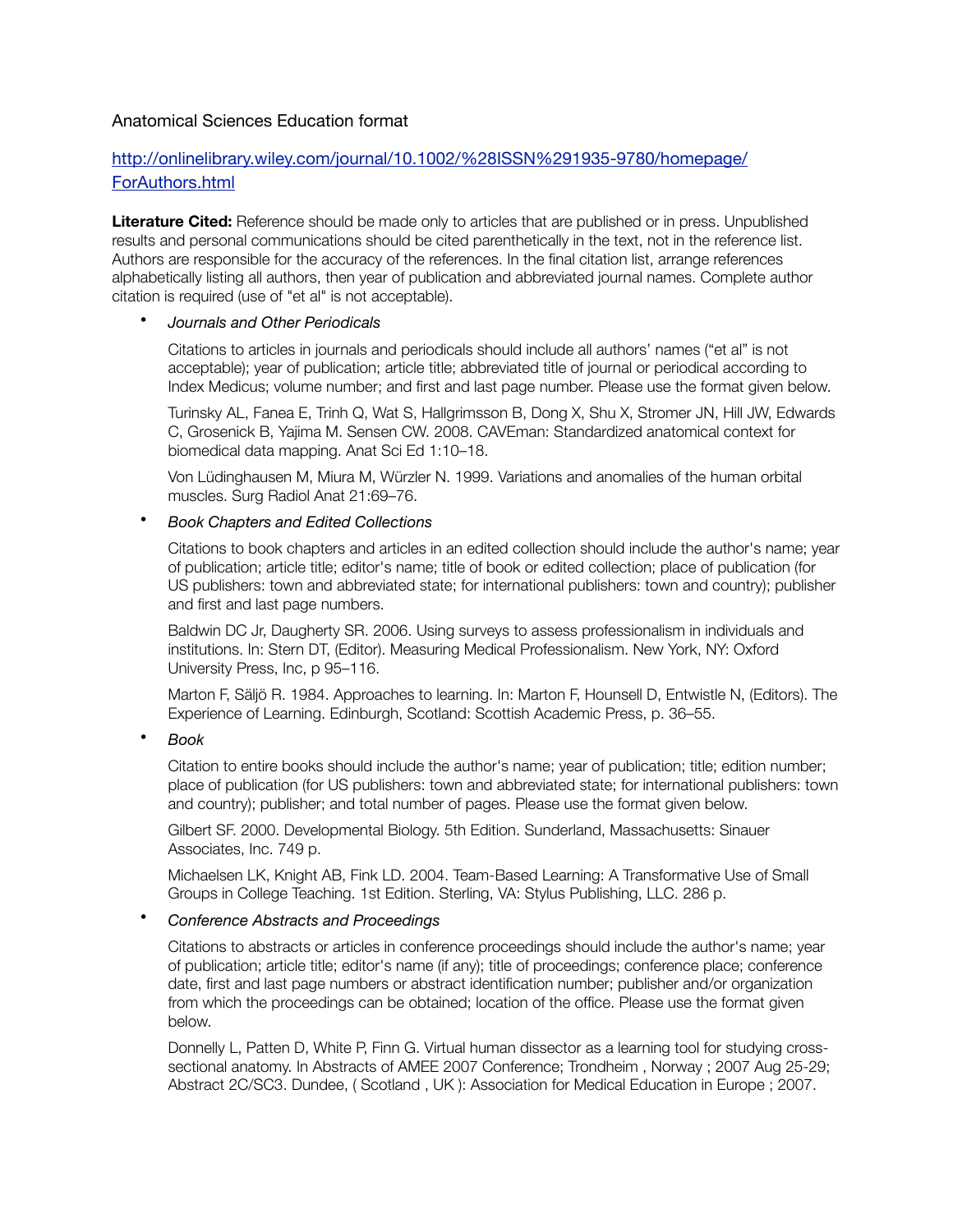Anatomical Sciences Education format

http://onlinelibrary.wiley.com/journal/10.1002/%28ISSN%291935-9780/homepage/ForAuthors.html

**Literature Cited:** Reference should be made only to articles that are published or in press. Unpublished results and personal communications should be cited parenthetically in the text, not in the reference list. Authors are responsible for the accuracy of the references. In the final citation list, arrange references alphabetically listing all authors, then year of publication and abbreviated journal names. Complete author citation is required (use of "et al" is not acceptable).

- *Journals and Other Periodicals*

  Citations to articles in journals and periodicals should include all authors' names ("et al" is not acceptable); year of publication; article title; abbreviated title of journal or periodical according to Index Medicus; volume number; and first and last page number. Please use the format given below.

  Turinsky AL, Fanea E, Trinh Q, Wat S, Hallgrimsson B, Dong X, Shu X, Stromer JN, Hill JW, Edwards C, Grosenick B, Yajima M. Sensen CW. 2008. CAVEman: Standardized anatomical context for biomedical data mapping. Anat Sci Ed 1:10–18.

  Von Lüdinghausen M, Miura M, Würzler N. 1999. Variations and anomalies of the human orbital muscles. Surg Radiol Anat 21:69–76.

- *Book Chapters and Edited Collections*

  Citations to book chapters and articles in an edited collection should include the author's name; year of publication; article title; editor's name; title of book or edited collection; place of publication (for US publishers: town and abbreviated state; for international publishers: town and country); publisher and first and last page numbers.

  Baldwin DC Jr, Daugherty SR. 2006. Using surveys to assess professionalism in individuals and institutions. In: Stern DT, (Editor). Measuring Medical Professionalism. New York, NY: Oxford University Press, Inc, p 95–116.

  Marton F, Säljö R. 1984. Approaches to learning. In: Marton F, Hounsell D, Entwistle N, (Editors). The Experience of Learning. Edinburgh, Scotland: Scottish Academic Press, p. 36–55.

- *Book*

  Citation to entire books should include the author's name; year of publication; title; edition number; place of publication (for US publishers: town and abbreviated state; for international publishers: town and country); publisher; and total number of pages. Please use the format given below.

  Gilbert SF. 2000. Developmental Biology. 5th Edition. Sunderland, Massachusetts: Sinauer Associates, Inc. 749 p.

  Michaelsen LK, Knight AB, Fink LD. 2004. Team-Based Learning: A Transformative Use of Small Groups in College Teaching. 1st Edition. Sterling, VA: Stylus Publishing, LLC. 286 p.

- *Conference Abstracts and Proceedings*

  Citations to abstracts or articles in conference proceedings should include the author's name; year of publication; article title; editor's name (if any); title of proceedings; conference place; conference date, first and last page numbers or abstract identification number; publisher and/or organization from which the proceedings can be obtained; location of the office. Please use the format given below.

  Donnelly L, Patten D, White P, Finn G. Virtual human dissector as a learning tool for studying cross-sectional anatomy. In Abstracts of AMEE 2007 Conference; Trondheim , Norway ; 2007 Aug 25-29; Abstract 2C/SC3. Dundee, ( Scotland , UK ): Association for Medical Education in Europe ; 2007.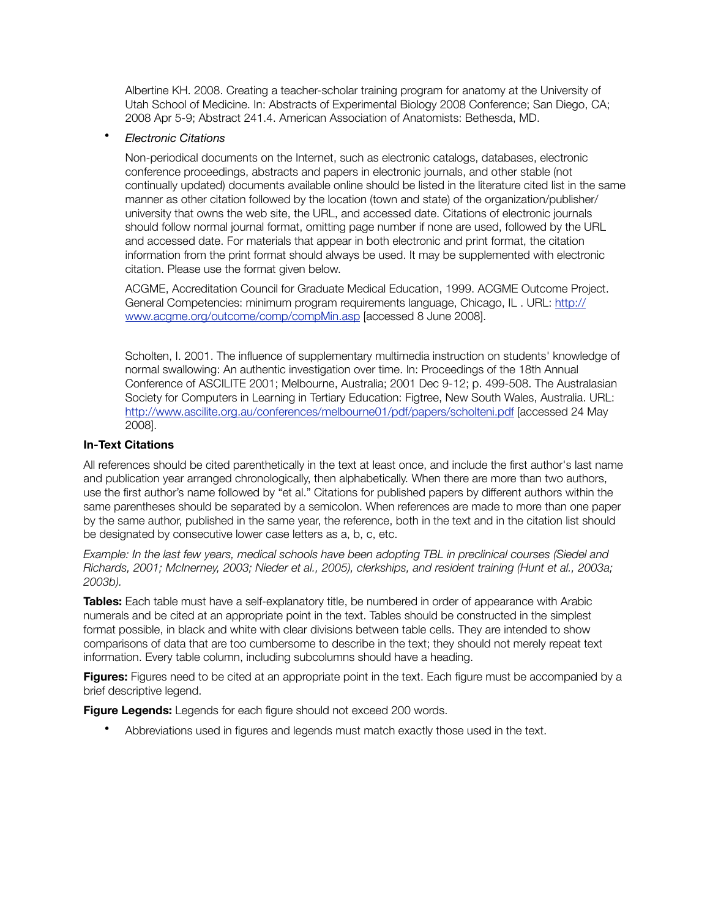Albertine KH. 2008. Creating a teacher-scholar training program for anatomy at the University of Utah School of Medicine. In: Abstracts of Experimental Biology 2008 Conference; San Diego, CA; 2008 Apr 5-9; Abstract 241.4. American Association of Anatomists: Bethesda, MD.

- *Electronic Citations*

  Non-periodical documents on the Internet, such as electronic catalogs, databases, electronic conference proceedings, abstracts and papers in electronic journals, and other stable (not continually updated) documents available online should be listed in the literature cited list in the same manner as other citation followed by the location (town and state) of the organization/publisher/ university that owns the web site, the URL, and accessed date. Citations of electronic journals should follow normal journal format, omitting page number if none are used, followed by the URL and accessed date. For materials that appear in both electronic and print format, the citation information from the print format should always be used. It may be supplemented with electronic citation. Please use the format given below.

  ACGME, Accreditation Council for Graduate Medical Education, 1999. ACGME Outcome Project. General Competencies: minimum program requirements language, Chicago, IL . URL: http://www.acgme.org/outcome/comp/compMin.asp [accessed 8 June 2008].

  Scholten, I. 2001. The influence of supplementary multimedia instruction on students' knowledge of normal swallowing: An authentic investigation over time. In: Proceedings of the 18th Annual Conference of ASCILITE 2001; Melbourne, Australia; 2001 Dec 9-12; p. 499-508. The Australasian Society for Computers in Learning in Tertiary Education: Figtree, New South Wales, Australia. URL: http://www.ascilite.org.au/conferences/melbourne01/pdf/papers/scholteni.pdf [accessed 24 May 2008].

**In-Text Citations**

All references should be cited parenthetically in the text at least once, and include the first author's last name and publication year arranged chronologically, then alphabetically. When there are more than two authors, use the first author's name followed by "et al." Citations for published papers by different authors within the same parentheses should be separated by a semicolon. When references are made to more than one paper by the same author, published in the same year, the reference, both in the text and in the citation list should be designated by consecutive lower case letters as a, b, c, etc.

*Example: In the last few years, medical schools have been adopting TBL in preclinical courses (Siedel and Richards, 2001; McInerney, 2003; Nieder et al., 2005), clerkships, and resident training (Hunt et al., 2003a; 2003b).*

**Tables:** Each table must have a self-explanatory title, be numbered in order of appearance with Arabic numerals and be cited at an appropriate point in the text. Tables should be constructed in the simplest format possible, in black and white with clear divisions between table cells. They are intended to show comparisons of data that are too cumbersome to describe in the text; they should not merely repeat text information. Every table column, including subcolumns should have a heading.

**Figures:** Figures need to be cited at an appropriate point in the text. Each figure must be accompanied by a brief descriptive legend.

**Figure Legends:** Legends for each figure should not exceed 200 words.

- Abbreviations used in figures and legends must match exactly those used in the text.